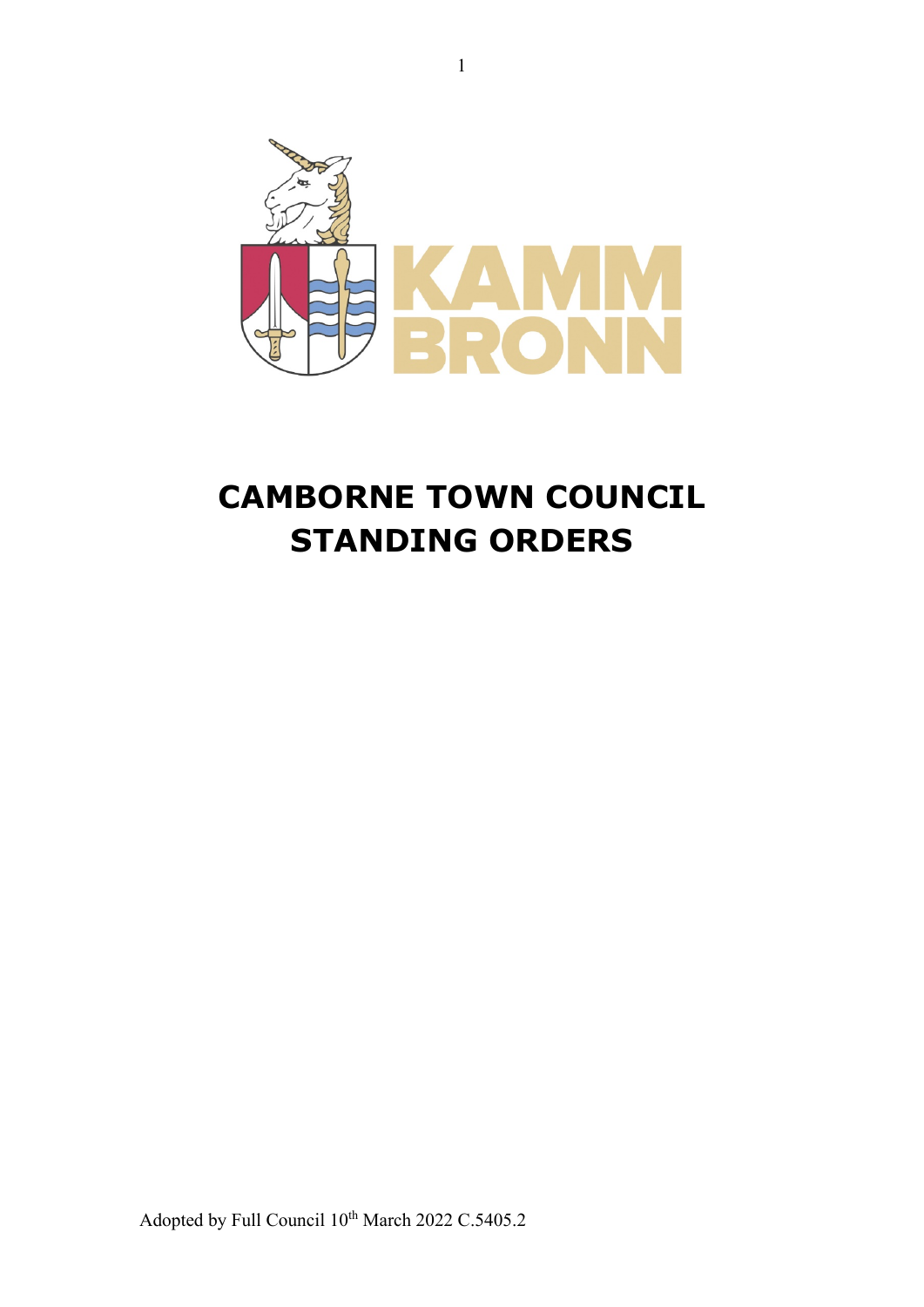KAMM BRONN

# CAMBORNE TOWN COUNCIL STANDING ORDERS

Adopted by Full Council 10th March 2022 C.5405.2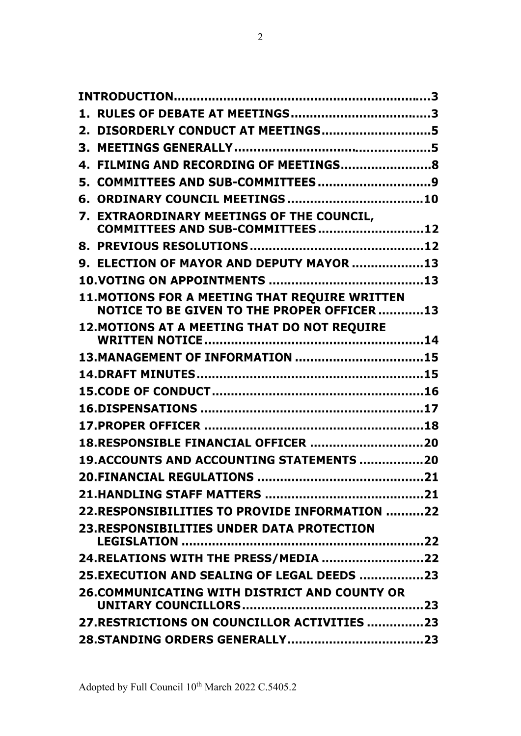**INTRODUCTION.................................................................3**

**1. RULES OF DEBATE AT MEETINGS.....................................3**

**2. DISORDERLY CONDUCT AT MEETINGS.............................5**

**3. MEETINGS GENERALLY......................................................5**

**4. FILMING AND RECORDING OF MEETINGS........................8**

**5. COMMITTEES AND SUB-COMMITTEES..............................9**

**6. ORDINARY COUNCIL MEETINGS....................................10**

**7. EXTRAORDINARY MEETINGS OF THE COUNCIL, COMMITTEES AND SUB-COMMITTEES............................12**

**8. PREVIOUS RESOLUTIONS..............................................12**

**9. ELECTION OF MAYOR AND DEPUTY MAYOR...................13**

**10. VOTING ON APPOINTMENTS.........................................13**

**11. MOTIONS FOR A MEETING THAT REQUIRE WRITTEN NOTICE TO BE GIVEN TO THE PROPER OFFICER...........13**

**12. MOTIONS AT A MEETING THAT DO NOT REQUIRE WRITTEN NOTICE..........................................................14**

**13. MANAGEMENT OF INFORMATION.................................15**

**14. DRAFT MINUTES............................................................15**

**15. CODE OF CONDUCT.......................................................16**

**16. DISPENSATIONS...........................................................17**

**17. PROPER OFFICER..........................................................18**

**18. RESPONSIBLE FINANCIAL OFFICER..............................20**

**19. ACCOUNTS AND ACCOUNTING STATEMENTS.................20**

**20. FINANCIAL REGULATIONS............................................21**

**21. HANDLING STAFF MATTERS..........................................21**

**22. RESPONSIBILITIES TO PROVIDE INFORMATION..........22**

**23. RESPONSIBILITIES UNDER DATA PROTECTION LEGISLATION...............................................................22**

**24. RELATIONS WITH THE PRESS/MEDIA...........................22**

**25. EXECUTION AND SEALING OF LEGAL DEEDS.................23**

**26. COMMUNICATING WITH DISTRICT AND COUNTY OR UNITARY COUNCILLORS................................................23**

**27. RESTRICTIONS ON COUNCILLOR ACTIVITIES...............23**

**28. STANDING ORDERS GENERALLY....................................23**

Adopted by Full Council 10th March 2022 C.5405.2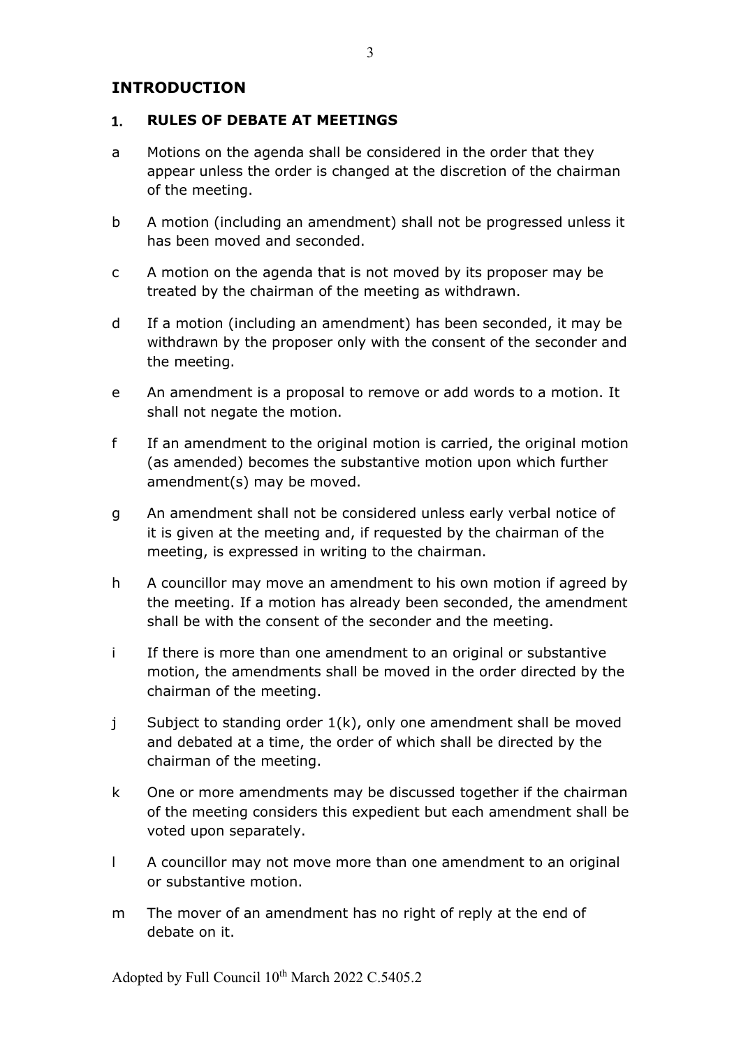## INTRODUCTION

### 1. RULES OF DEBATE AT MEETINGS

a Motions on the agenda shall be considered in the order that they appear unless the order is changed at the discretion of the chairman of the meeting.

b A motion (including an amendment) shall not be progressed unless it has been moved and seconded.

c A motion on the agenda that is not moved by its proposer may be treated by the chairman of the meeting as withdrawn.

d If a motion (including an amendment) has been seconded, it may be withdrawn by the proposer only with the consent of the seconder and the meeting.

e An amendment is a proposal to remove or add words to a motion. It shall not negate the motion.

f If an amendment to the original motion is carried, the original motion (as amended) becomes the substantive motion upon which further amendment(s) may be moved.

g An amendment shall not be considered unless early verbal notice of it is given at the meeting and, if requested by the chairman of the meeting, is expressed in writing to the chairman.

h A councillor may move an amendment to his own motion if agreed by the meeting. If a motion has already been seconded, the amendment shall be with the consent of the seconder and the meeting.

i If there is more than one amendment to an original or substantive motion, the amendments shall be moved in the order directed by the chairman of the meeting.

j Subject to standing order 1(k), only one amendment shall be moved and debated at a time, the order of which shall be directed by the chairman of the meeting.

k One or more amendments may be discussed together if the chairman of the meeting considers this expedient but each amendment shall be voted upon separately.

l A councillor may not move more than one amendment to an original or substantive motion.

m The mover of an amendment has no right of reply at the end of debate on it.

Adopted by Full Council 10th March 2022 C.5405.2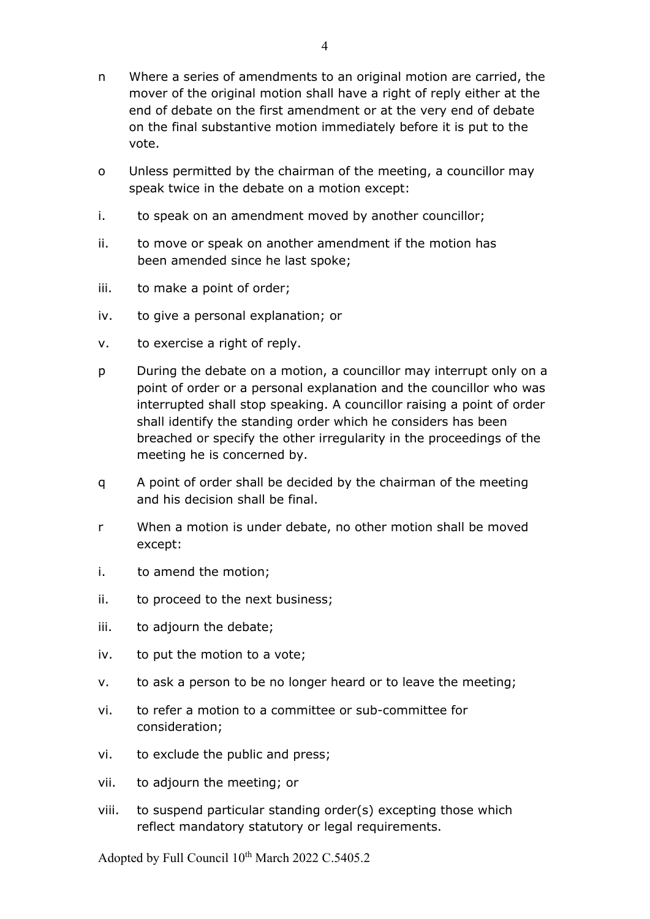n Where a series of amendments to an original motion are carried, the mover of the original motion shall have a right of reply either at the end of debate on the first amendment or at the very end of debate on the final substantive motion immediately before it is put to the vote.

o Unless permitted by the chairman of the meeting, a councillor may speak twice in the debate on a motion except:

i. to speak on an amendment moved by another councillor;

ii. to move or speak on another amendment if the motion has been amended since he last spoke;

iii. to make a point of order;

iv. to give a personal explanation; or

v. to exercise a right of reply.

p During the debate on a motion, a councillor may interrupt only on a point of order or a personal explanation and the councillor who was interrupted shall stop speaking. A councillor raising a point of order shall identify the standing order which he considers has been breached or specify the other irregularity in the proceedings of the meeting he is concerned by.

q A point of order shall be decided by the chairman of the meeting and his decision shall be final.

r When a motion is under debate, no other motion shall be moved except:

i. to amend the motion;

ii. to proceed to the next business;

iii. to adjourn the debate;

iv. to put the motion to a vote;

v. to ask a person to be no longer heard or to leave the meeting;

vi. to refer a motion to a committee or sub-committee for consideration;

vi. to exclude the public and press;

vii. to adjourn the meeting; or

viii. to suspend particular standing order(s) excepting those which reflect mandatory statutory or legal requirements.

Adopted by Full Council 10th March 2022 C.5405.2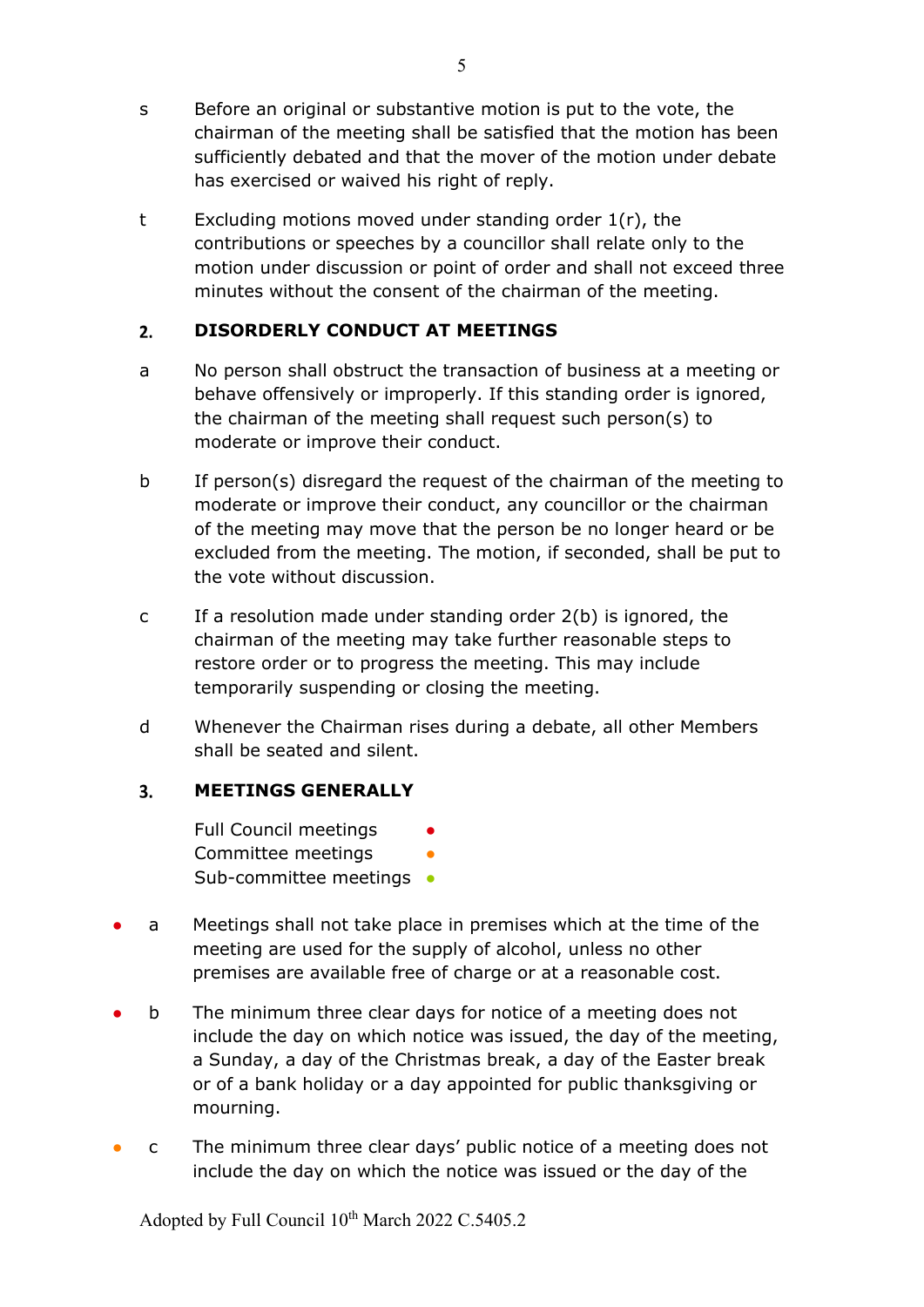s Before an original or substantive motion is put to the vote, the chairman of the meeting shall be satisfied that the motion has been sufficiently debated and that the mover of the motion under debate has exercised or waived his right of reply.

t Excluding motions moved under standing order 1(r), the contributions or speeches by a councillor shall relate only to the motion under discussion or point of order and shall not exceed three minutes without the consent of the chairman of the meeting.

## 2. DISORDERLY CONDUCT AT MEETINGS

a No person shall obstruct the transaction of business at a meeting or behave offensively or improperly. If this standing order is ignored, the chairman of the meeting shall request such person(s) to moderate or improve their conduct.

b If person(s) disregard the request of the chairman of the meeting to moderate or improve their conduct, any councillor or the chairman of the meeting may move that the person be no longer heard or be excluded from the meeting. The motion, if seconded, shall be put to the vote without discussion.

c If a resolution made under standing order 2(b) is ignored, the chairman of the meeting may take further reasonable steps to restore order or to progress the meeting. This may include temporarily suspending or closing the meeting.

d Whenever the Chairman rises during a debate, all other Members shall be seated and silent.

## 3. MEETINGS GENERALLY

Full Council meetings ● (red)
Committee meetings ● (orange)
Sub-committee meetings ● (green)

● (red) a Meetings shall not take place in premises which at the time of the meeting are used for the supply of alcohol, unless no other premises are available free of charge or at a reasonable cost.

● (red) b The minimum three clear days for notice of a meeting does not include the day on which notice was issued, the day of the meeting, a Sunday, a day of the Christmas break, a day of the Easter break or of a bank holiday or a day appointed for public thanksgiving or mourning.

● (orange) c The minimum three clear days' public notice of a meeting does not include the day on which the notice was issued or the day of the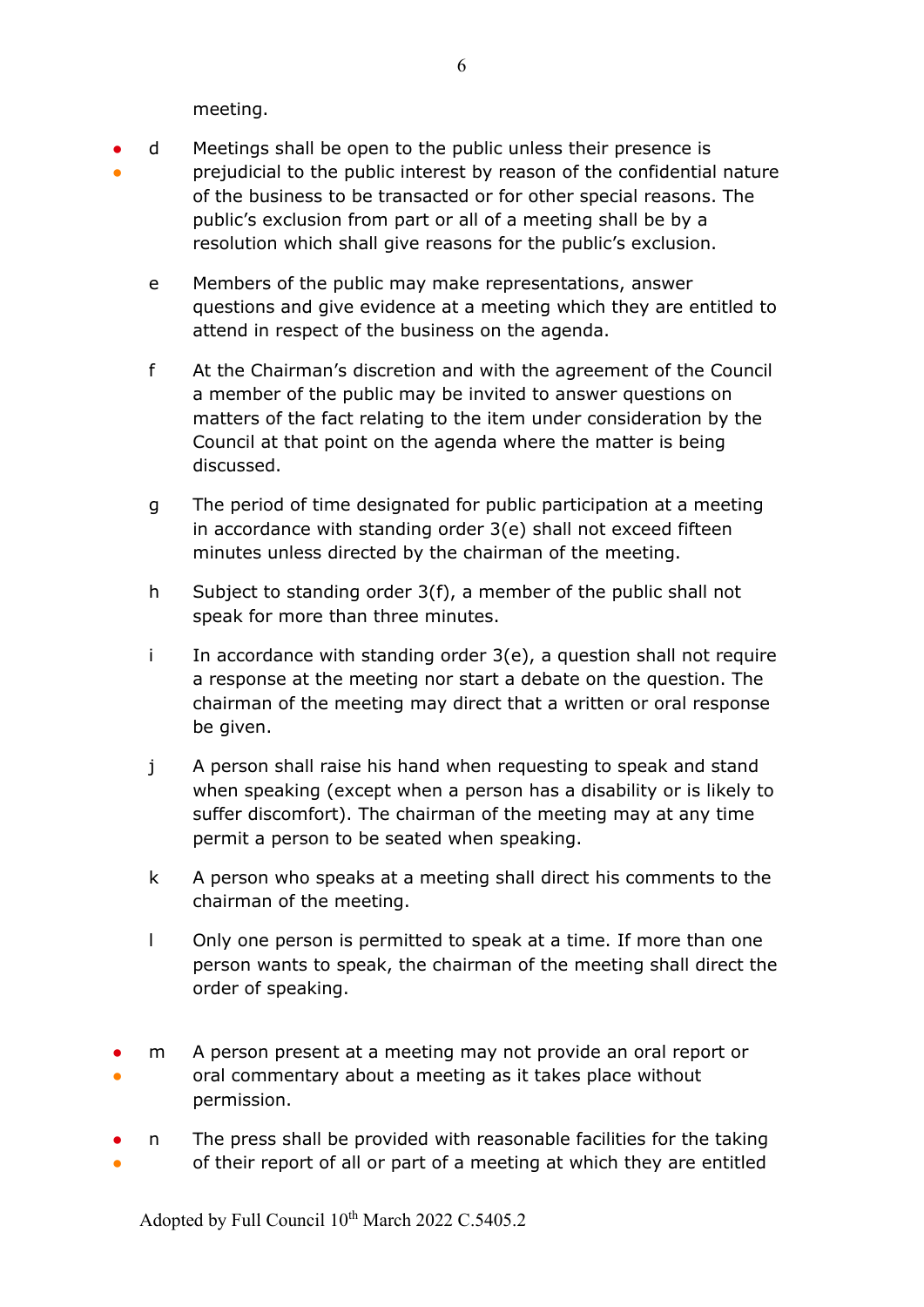meeting.

- d Meetings shall be open to the public unless their presence is prejudicial to the public interest by reason of the confidential nature of the business to be transacted or for other special reasons. The public's exclusion from part or all of a meeting shall be by a resolution which shall give reasons for the public's exclusion.

  e Members of the public may make representations, answer questions and give evidence at a meeting which they are entitled to attend in respect of the business on the agenda.

  f At the Chairman's discretion and with the agreement of the Council a member of the public may be invited to answer questions on matters of the fact relating to the item under consideration by the Council at that point on the agenda where the matter is being discussed.

  g The period of time designated for public participation at a meeting in accordance with standing order 3(e) shall not exceed fifteen minutes unless directed by the chairman of the meeting.

  h Subject to standing order 3(f), a member of the public shall not speak for more than three minutes.

  i In accordance with standing order 3(e), a question shall not require a response at the meeting nor start a debate on the question. The chairman of the meeting may direct that a written or oral response be given.

  j A person shall raise his hand when requesting to speak and stand when speaking (except when a person has a disability or is likely to suffer discomfort). The chairman of the meeting may at any time permit a person to be seated when speaking.

  k A person who speaks at a meeting shall direct his comments to the chairman of the meeting.

  l Only one person is permitted to speak at a time. If more than one person wants to speak, the chairman of the meeting shall direct the order of speaking.

- m A person present at a meeting may not provide an oral report or oral commentary about a meeting as it takes place without permission.

- n The press shall be provided with reasonable facilities for the taking of their report of all or part of a meeting at which they are entitled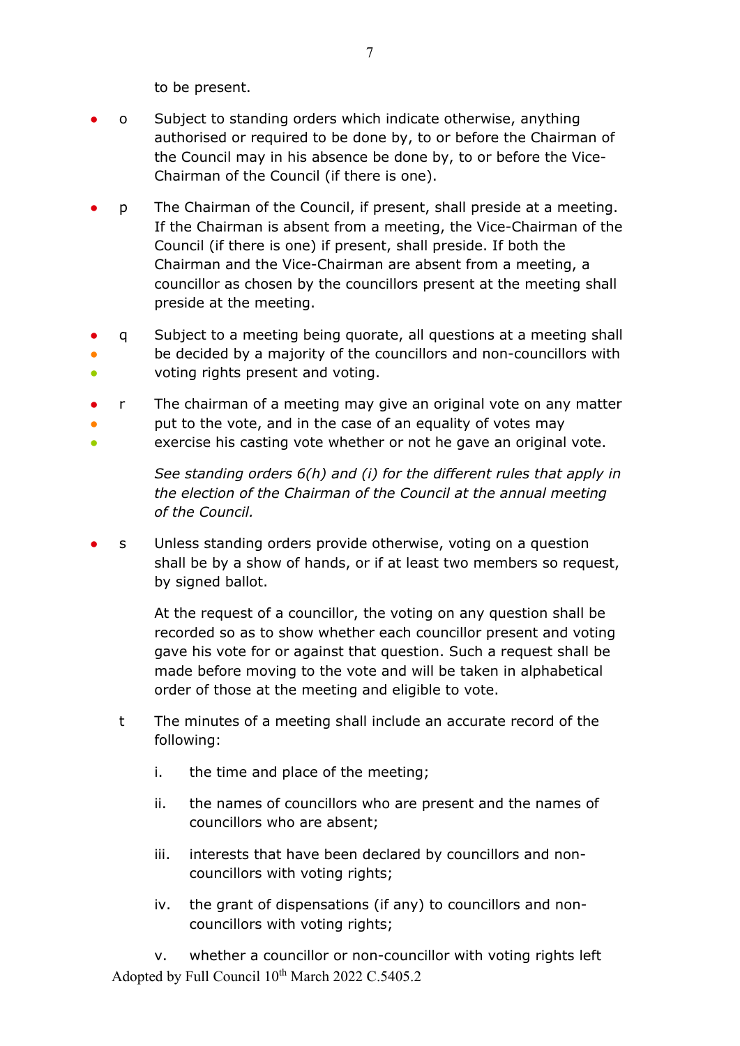to be present.

- o Subject to standing orders which indicate otherwise, anything authorised or required to be done by, to or before the Chairman of the Council may in his absence be done by, to or before the Vice-Chairman of the Council (if there is one).

- p The Chairman of the Council, if present, shall preside at a meeting. If the Chairman is absent from a meeting, the Vice-Chairman of the Council (if there is one) if present, shall preside. If both the Chairman and the Vice-Chairman are absent from a meeting, a councillor as chosen by the councillors present at the meeting shall preside at the meeting.

- q Subject to a meeting being quorate, all questions at a meeting shall be decided by a majority of the councillors and non-councillors with voting rights present and voting.

- r The chairman of a meeting may give an original vote on any matter put to the vote, and in the case of an equality of votes may exercise his casting vote whether or not he gave an original vote.

  *See standing orders 6(h) and (i) for the different rules that apply in the election of the Chairman of the Council at the annual meeting of the Council.*

- s Unless standing orders provide otherwise, voting on a question shall be by a show of hands, or if at least two members so request, by signed ballot.

  At the request of a councillor, the voting on any question shall be recorded so as to show whether each councillor present and voting gave his vote for or against that question. Such a request shall be made before moving to the vote and will be taken in alphabetical order of those at the meeting and eligible to vote.

t The minutes of a meeting shall include an accurate record of the following:

   i. the time and place of the meeting;

   ii. the names of councillors who are present and the names of councillors who are absent;

   iii. interests that have been declared by councillors and non-councillors with voting rights;

   iv. the grant of dispensations (if any) to councillors and non-councillors with voting rights;

   v. whether a councillor or non-councillor with voting rights left

Adopted by Full Council 10th March 2022 C.5405.2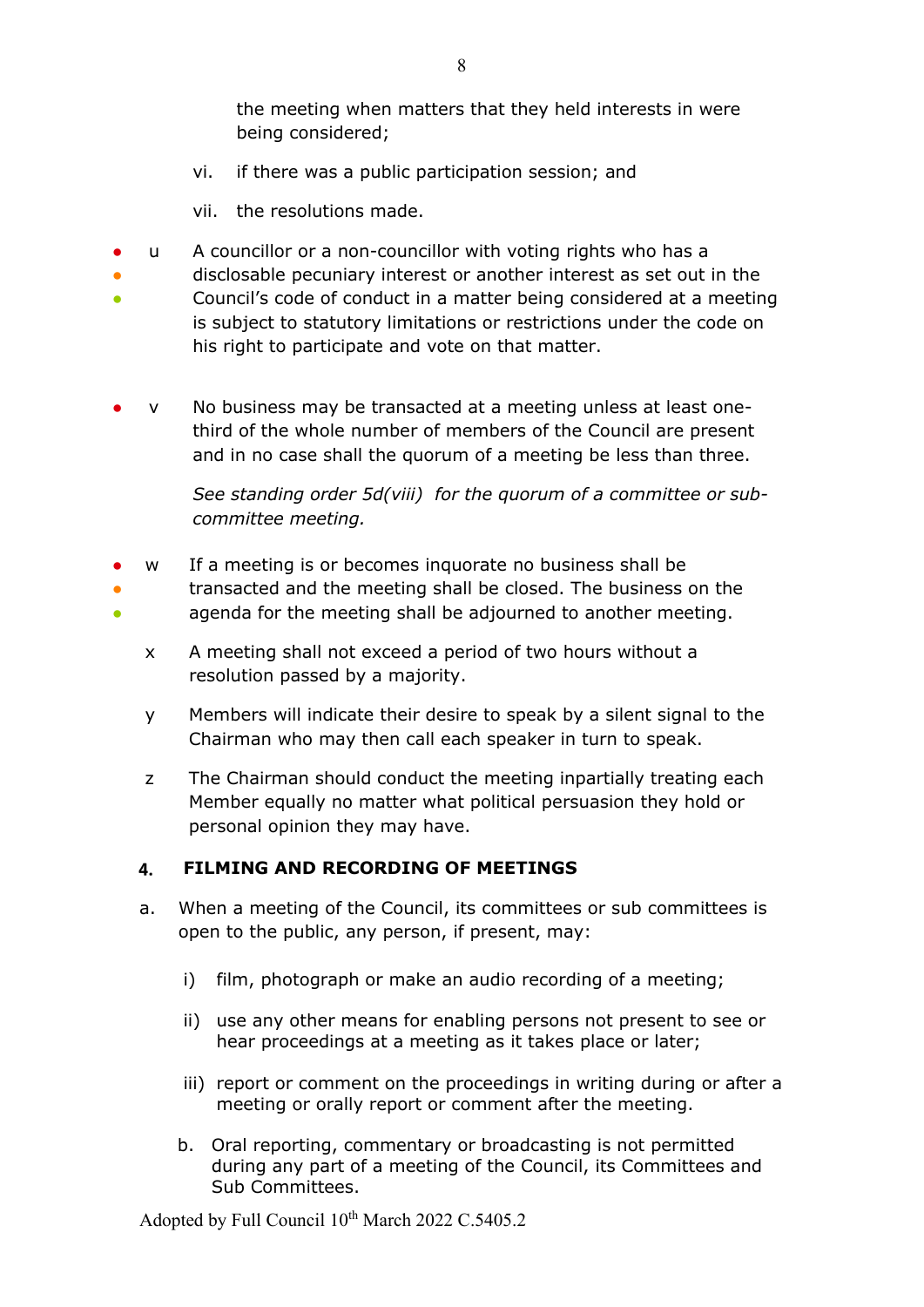the meeting when matters that they held interests in were being considered;

vi. if there was a public participation session; and

vii. the resolutions made.

u A councillor or a non-councillor with voting rights who has a disclosable pecuniary interest or another interest as set out in the Council's code of conduct in a matter being considered at a meeting is subject to statutory limitations or restrictions under the code on his right to participate and vote on that matter.

v No business may be transacted at a meeting unless at least one-third of the whole number of members of the Council are present and in no case shall the quorum of a meeting be less than three.

*See standing order 5d(viii) for the quorum of a committee or sub-committee meeting.*

w If a meeting is or becomes inquorate no business shall be transacted and the meeting shall be closed. The business on the agenda for the meeting shall be adjourned to another meeting.

x A meeting shall not exceed a period of two hours without a resolution passed by a majority.

y Members will indicate their desire to speak by a silent signal to the Chairman who may then call each speaker in turn to speak.

z The Chairman should conduct the meeting inpartially treating each Member equally no matter what political persuasion they hold or personal opinion they may have.

## 4. FILMING AND RECORDING OF MEETINGS

a. When a meeting of the Council, its committees or sub committees is open to the public, any person, if present, may:

i) film, photograph or make an audio recording of a meeting;

ii) use any other means for enabling persons not present to see or hear proceedings at a meeting as it takes place or later;

iii) report or comment on the proceedings in writing during or after a meeting or orally report or comment after the meeting.

b. Oral reporting, commentary or broadcasting is not permitted during any part of a meeting of the Council, its Committees and Sub Committees.

Adopted by Full Council 10th March 2022 C.5405.2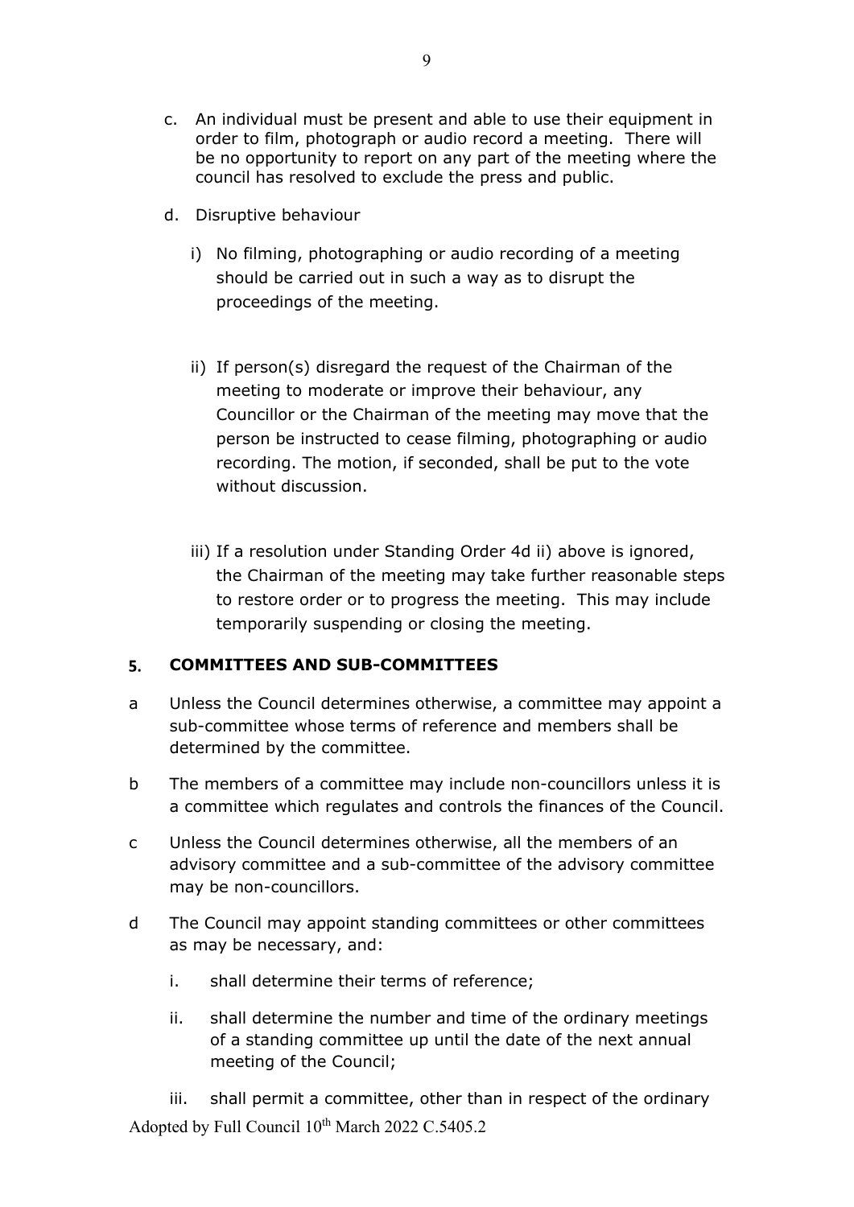c. An individual must be present and able to use their equipment in order to film, photograph or audio record a meeting. There will be no opportunity to report on any part of the meeting where the council has resolved to exclude the press and public.

d. Disruptive behaviour

   i) No filming, photographing or audio recording of a meeting should be carried out in such a way as to disrupt the proceedings of the meeting.

   ii) If person(s) disregard the request of the Chairman of the meeting to moderate or improve their behaviour, any Councillor or the Chairman of the meeting may move that the person be instructed to cease filming, photographing or audio recording. The motion, if seconded, shall be put to the vote without discussion.

   iii) If a resolution under Standing Order 4d ii) above is ignored, the Chairman of the meeting may take further reasonable steps to restore order or to progress the meeting. This may include temporarily suspending or closing the meeting.

## 5. COMMITTEES AND SUB-COMMITTEES

a Unless the Council determines otherwise, a committee may appoint a sub-committee whose terms of reference and members shall be determined by the committee.

b The members of a committee may include non-councillors unless it is a committee which regulates and controls the finances of the Council.

c Unless the Council determines otherwise, all the members of an advisory committee and a sub-committee of the advisory committee may be non-councillors.

d The Council may appoint standing committees or other committees as may be necessary, and:

   i. shall determine their terms of reference;

   ii. shall determine the number and time of the ordinary meetings of a standing committee up until the date of the next annual meeting of the Council;

   iii. shall permit a committee, other than in respect of the ordinary

Adopted by Full Council 10th March 2022 C.5405.2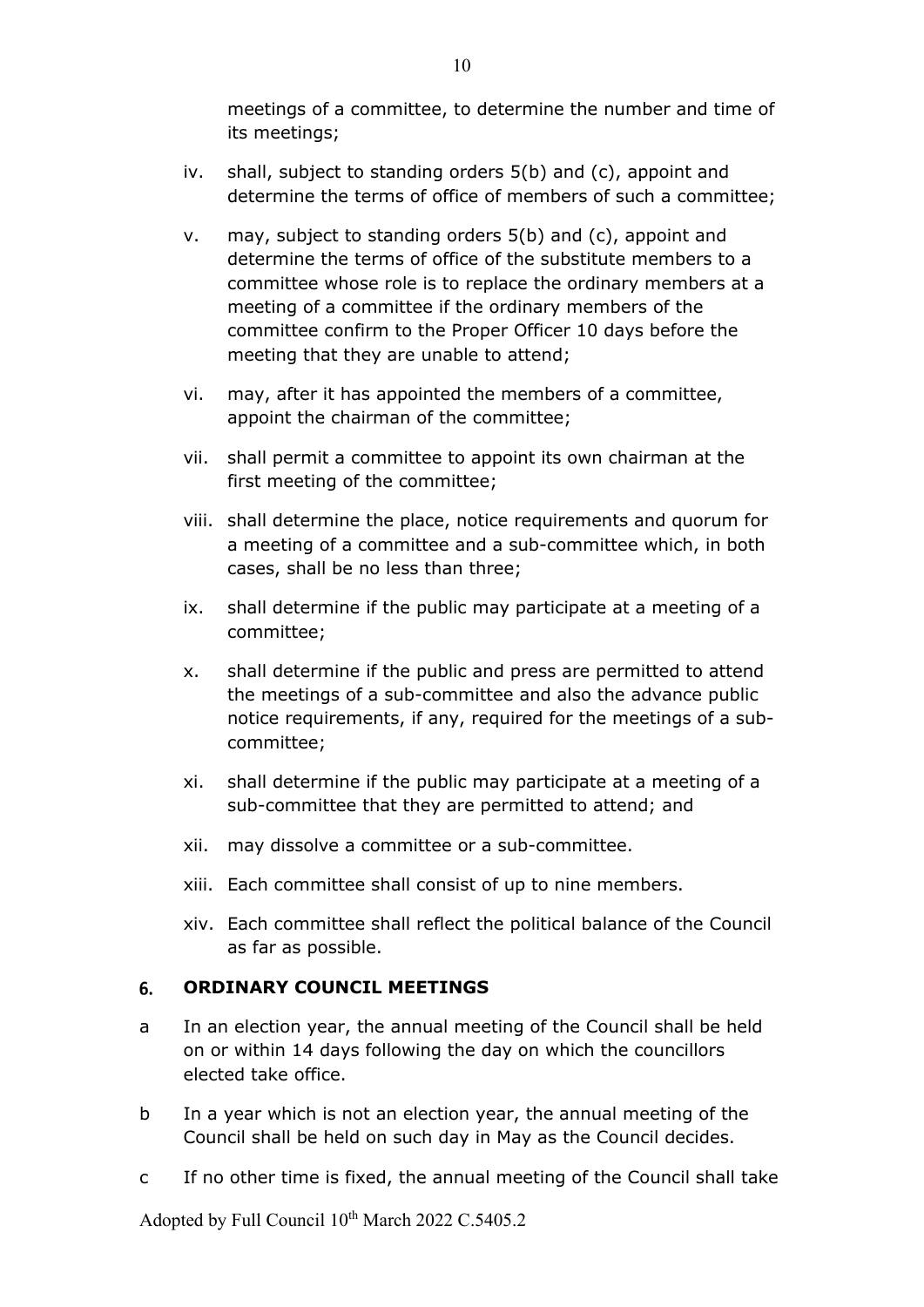meetings of a committee, to determine the number and time of its meetings;

iv. shall, subject to standing orders 5(b) and (c), appoint and determine the terms of office of members of such a committee;

v. may, subject to standing orders 5(b) and (c), appoint and determine the terms of office of the substitute members to a committee whose role is to replace the ordinary members at a meeting of a committee if the ordinary members of the committee confirm to the Proper Officer 10 days before the meeting that they are unable to attend;

vi. may, after it has appointed the members of a committee, appoint the chairman of the committee;

vii. shall permit a committee to appoint its own chairman at the first meeting of the committee;

viii. shall determine the place, notice requirements and quorum for a meeting of a committee and a sub-committee which, in both cases, shall be no less than three;

ix. shall determine if the public may participate at a meeting of a committee;

x. shall determine if the public and press are permitted to attend the meetings of a sub-committee and also the advance public notice requirements, if any, required for the meetings of a sub-committee;

xi. shall determine if the public may participate at a meeting of a sub-committee that they are permitted to attend; and

xii. may dissolve a committee or a sub-committee.

xiii. Each committee shall consist of up to nine members.

xiv. Each committee shall reflect the political balance of the Council as far as possible.

## 6. ORDINARY COUNCIL MEETINGS

a In an election year, the annual meeting of the Council shall be held on or within 14 days following the day on which the councillors elected take office.

b In a year which is not an election year, the annual meeting of the Council shall be held on such day in May as the Council decides.

c If no other time is fixed, the annual meeting of the Council shall take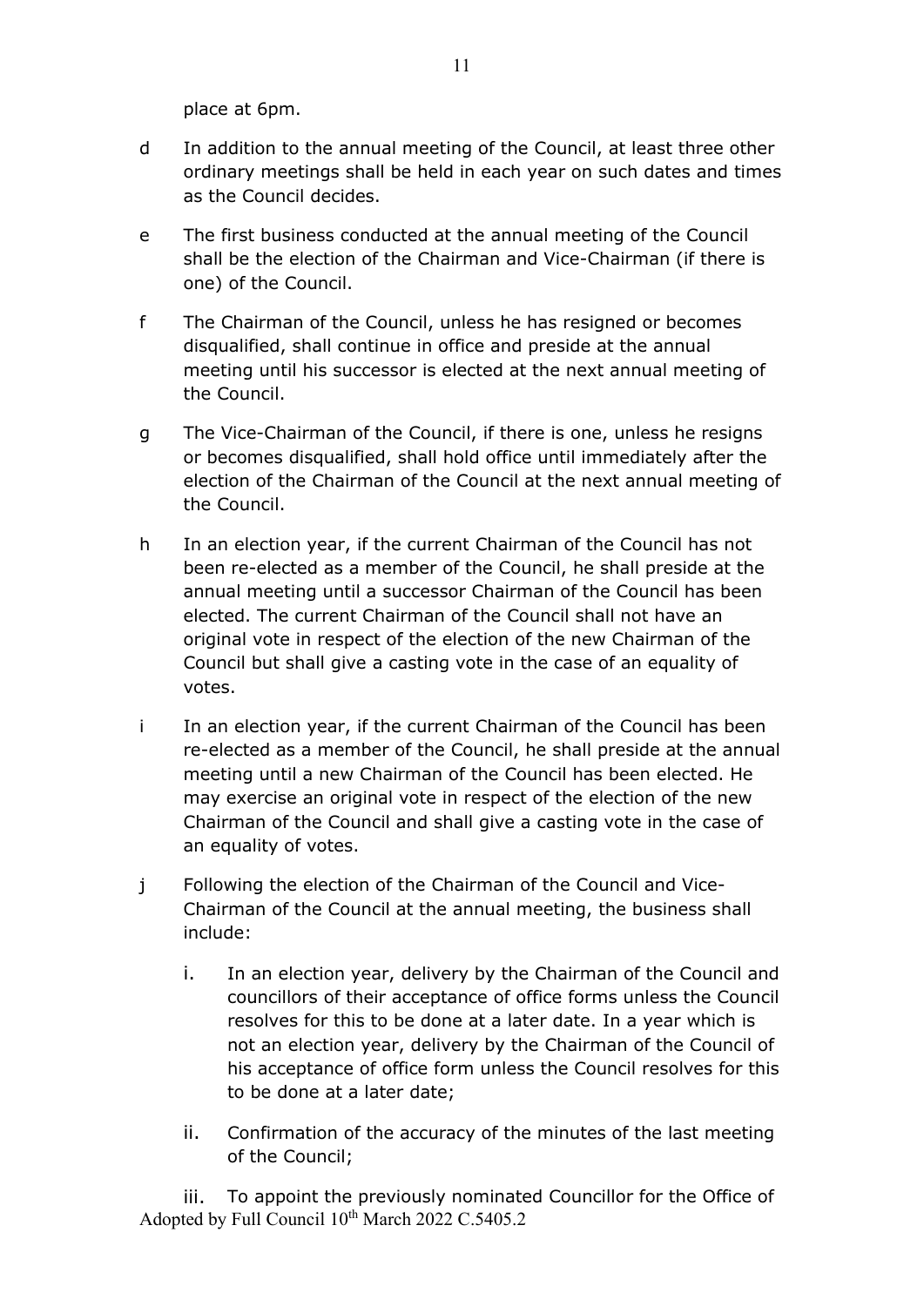place at 6pm.

d In addition to the annual meeting of the Council, at least three other ordinary meetings shall be held in each year on such dates and times as the Council decides.

e The first business conducted at the annual meeting of the Council shall be the election of the Chairman and Vice-Chairman (if there is one) of the Council.

f The Chairman of the Council, unless he has resigned or becomes disqualified, shall continue in office and preside at the annual meeting until his successor is elected at the next annual meeting of the Council.

g The Vice-Chairman of the Council, if there is one, unless he resigns or becomes disqualified, shall hold office until immediately after the election of the Chairman of the Council at the next annual meeting of the Council.

h In an election year, if the current Chairman of the Council has not been re-elected as a member of the Council, he shall preside at the annual meeting until a successor Chairman of the Council has been elected. The current Chairman of the Council shall not have an original vote in respect of the election of the new Chairman of the Council but shall give a casting vote in the case of an equality of votes.

i In an election year, if the current Chairman of the Council has been re-elected as a member of the Council, he shall preside at the annual meeting until a new Chairman of the Council has been elected. He may exercise an original vote in respect of the election of the new Chairman of the Council and shall give a casting vote in the case of an equality of votes.

j Following the election of the Chairman of the Council and Vice-Chairman of the Council at the annual meeting, the business shall include:

   i. In an election year, delivery by the Chairman of the Council and councillors of their acceptance of office forms unless the Council resolves for this to be done at a later date. In a year which is not an election year, delivery by the Chairman of the Council of his acceptance of office form unless the Council resolves for this to be done at a later date;

   ii. Confirmation of the accuracy of the minutes of the last meeting of the Council;

   iii. To appoint the previously nominated Councillor for the Office of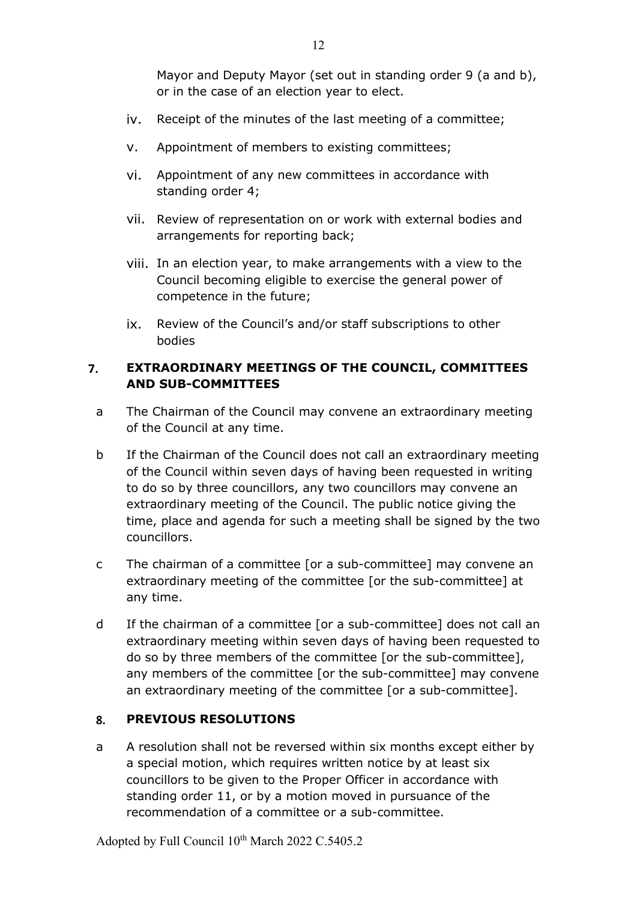Mayor and Deputy Mayor (set out in standing order 9 (a and b), or in the case of an election year to elect.

iv. Receipt of the minutes of the last meeting of a committee;

v. Appointment of members to existing committees;

vi. Appointment of any new committees in accordance with standing order 4;

vii. Review of representation on or work with external bodies and arrangements for reporting back;

viii. In an election year, to make arrangements with a view to the Council becoming eligible to exercise the general power of competence in the future;

ix. Review of the Council's and/or staff subscriptions to other bodies

## 7. EXTRAORDINARY MEETINGS OF THE COUNCIL, COMMITTEES AND SUB-COMMITTEES

a The Chairman of the Council may convene an extraordinary meeting of the Council at any time.

b If the Chairman of the Council does not call an extraordinary meeting of the Council within seven days of having been requested in writing to do so by three councillors, any two councillors may convene an extraordinary meeting of the Council. The public notice giving the time, place and agenda for such a meeting shall be signed by the two councillors.

c The chairman of a committee [or a sub-committee] may convene an extraordinary meeting of the committee [or the sub-committee] at any time.

d If the chairman of a committee [or a sub-committee] does not call an extraordinary meeting within seven days of having been requested to do so by three members of the committee [or the sub-committee], any members of the committee [or the sub-committee] may convene an extraordinary meeting of the committee [or a sub-committee].

## 8. PREVIOUS RESOLUTIONS

a A resolution shall not be reversed within six months except either by a special motion, which requires written notice by at least six councillors to be given to the Proper Officer in accordance with standing order 11, or by a motion moved in pursuance of the recommendation of a committee or a sub-committee.

Adopted by Full Council 10th March 2022 C.5405.2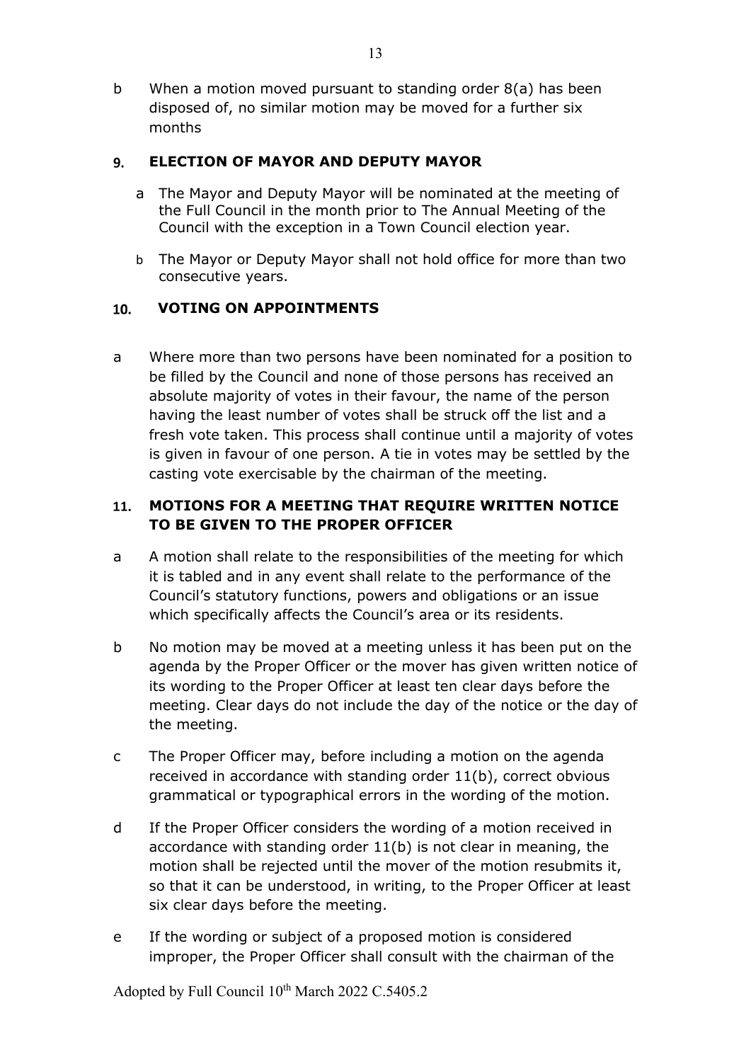b When a motion moved pursuant to standing order 8(a) has been disposed of, no similar motion may be moved for a further six months

## 9. ELECTION OF MAYOR AND DEPUTY MAYOR

a The Mayor and Deputy Mayor will be nominated at the meeting of the Full Council in the month prior to The Annual Meeting of the Council with the exception in a Town Council election year.

b The Mayor or Deputy Mayor shall not hold office for more than two consecutive years.

## 10. VOTING ON APPOINTMENTS

a Where more than two persons have been nominated for a position to be filled by the Council and none of those persons has received an absolute majority of votes in their favour, the name of the person having the least number of votes shall be struck off the list and a fresh vote taken. This process shall continue until a majority of votes is given in favour of one person. A tie in votes may be settled by the casting vote exercisable by the chairman of the meeting.

## 11. MOTIONS FOR A MEETING THAT REQUIRE WRITTEN NOTICE TO BE GIVEN TO THE PROPER OFFICER

a A motion shall relate to the responsibilities of the meeting for which it is tabled and in any event shall relate to the performance of the Council's statutory functions, powers and obligations or an issue which specifically affects the Council's area or its residents.

b No motion may be moved at a meeting unless it has been put on the agenda by the Proper Officer or the mover has given written notice of its wording to the Proper Officer at least ten clear days before the meeting. Clear days do not include the day of the notice or the day of the meeting.

c The Proper Officer may, before including a motion on the agenda received in accordance with standing order 11(b), correct obvious grammatical or typographical errors in the wording of the motion.

d If the Proper Officer considers the wording of a motion received in accordance with standing order 11(b) is not clear in meaning, the motion shall be rejected until the mover of the motion resubmits it, so that it can be understood, in writing, to the Proper Officer at least six clear days before the meeting.

e If the wording or subject of a proposed motion is considered improper, the Proper Officer shall consult with the chairman of the

Adopted by Full Council 10th March 2022 C.5405.2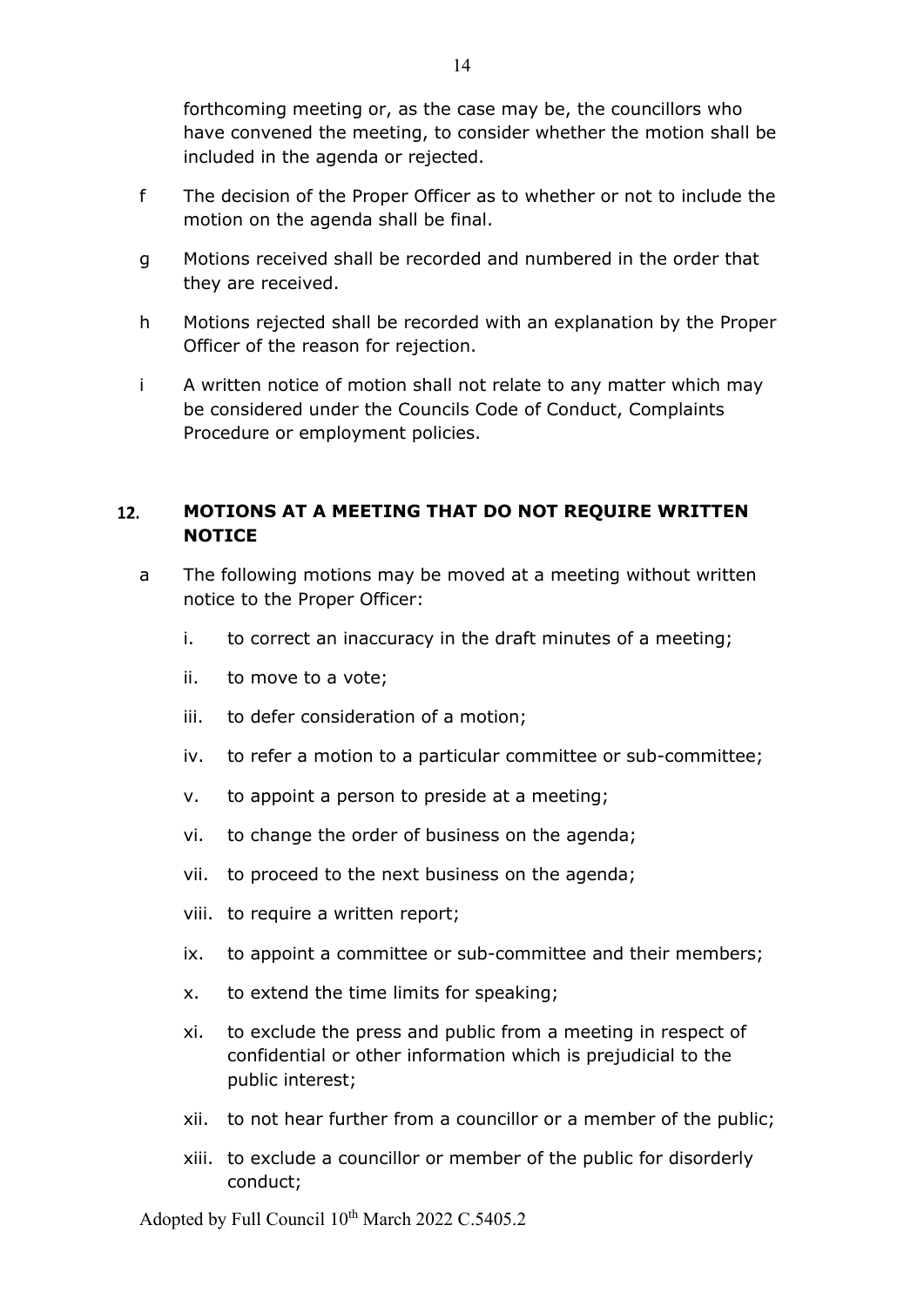forthcoming meeting or, as the case may be, the councillors who have convened the meeting, to consider whether the motion shall be included in the agenda or rejected.

f The decision of the Proper Officer as to whether or not to include the motion on the agenda shall be final.

g Motions received shall be recorded and numbered in the order that they are received.

h Motions rejected shall be recorded with an explanation by the Proper Officer of the reason for rejection.

i A written notice of motion shall not relate to any matter which may be considered under the Councils Code of Conduct, Complaints Procedure or employment policies.

## 12. MOTIONS AT A MEETING THAT DO NOT REQUIRE WRITTEN NOTICE

a The following motions may be moved at a meeting without written notice to the Proper Officer:

i. to correct an inaccuracy in the draft minutes of a meeting;

ii. to move to a vote;

iii. to defer consideration of a motion;

iv. to refer a motion to a particular committee or sub-committee;

v. to appoint a person to preside at a meeting;

vi. to change the order of business on the agenda;

vii. to proceed to the next business on the agenda;

viii. to require a written report;

ix. to appoint a committee or sub-committee and their members;

x. to extend the time limits for speaking;

xi. to exclude the press and public from a meeting in respect of confidential or other information which is prejudicial to the public interest;

xii. to not hear further from a councillor or a member of the public;

xiii. to exclude a councillor or member of the public for disorderly conduct;

Adopted by Full Council 10th March 2022 C.5405.2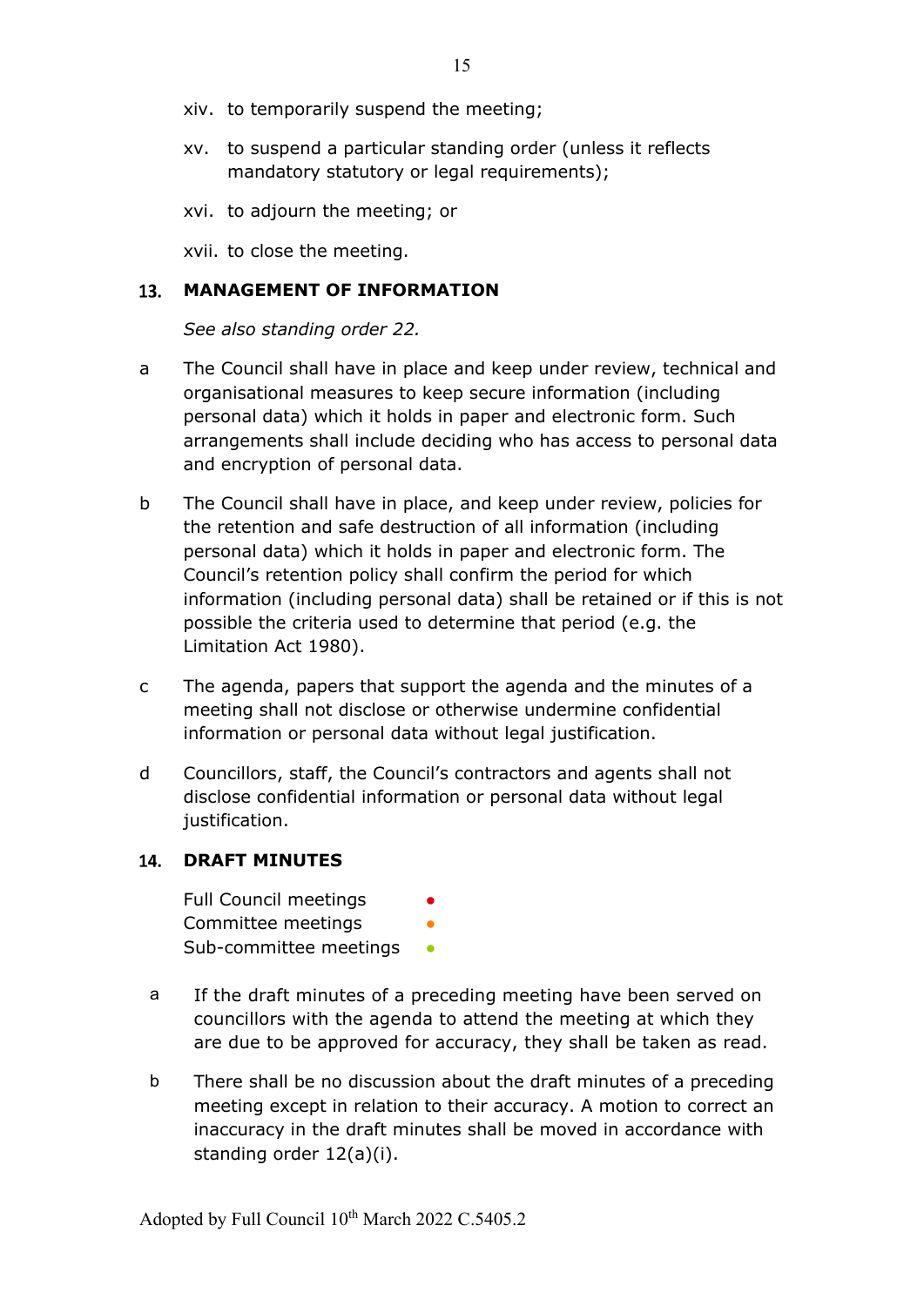xiv. to temporarily suspend the meeting;

xv. to suspend a particular standing order (unless it reflects mandatory statutory or legal requirements);

xvi. to adjourn the meeting; or

xvii. to close the meeting.

## 13. MANAGEMENT OF INFORMATION

*See also standing order 22.*

a The Council shall have in place and keep under review, technical and organisational measures to keep secure information (including personal data) which it holds in paper and electronic form. Such arrangements shall include deciding who has access to personal data and encryption of personal data.

b The Council shall have in place, and keep under review, policies for the retention and safe destruction of all information (including personal data) which it holds in paper and electronic form. The Council's retention policy shall confirm the period for which information (including personal data) shall be retained or if this is not possible the criteria used to determine that period (e.g. the Limitation Act 1980).

c The agenda, papers that support the agenda and the minutes of a meeting shall not disclose or otherwise undermine confidential information or personal data without legal justification.

d Councillors, staff, the Council's contractors and agents shall not disclose confidential information or personal data without legal justification.

## 14. DRAFT MINUTES

Full Council meetings •
Committee meetings •
Sub-committee meetings •

a If the draft minutes of a preceding meeting have been served on councillors with the agenda to attend the meeting at which they are due to be approved for accuracy, they shall be taken as read.

b There shall be no discussion about the draft minutes of a preceding meeting except in relation to their accuracy. A motion to correct an inaccuracy in the draft minutes shall be moved in accordance with standing order 12(a)(i).

Adopted by Full Council 10th March 2022 C.5405.2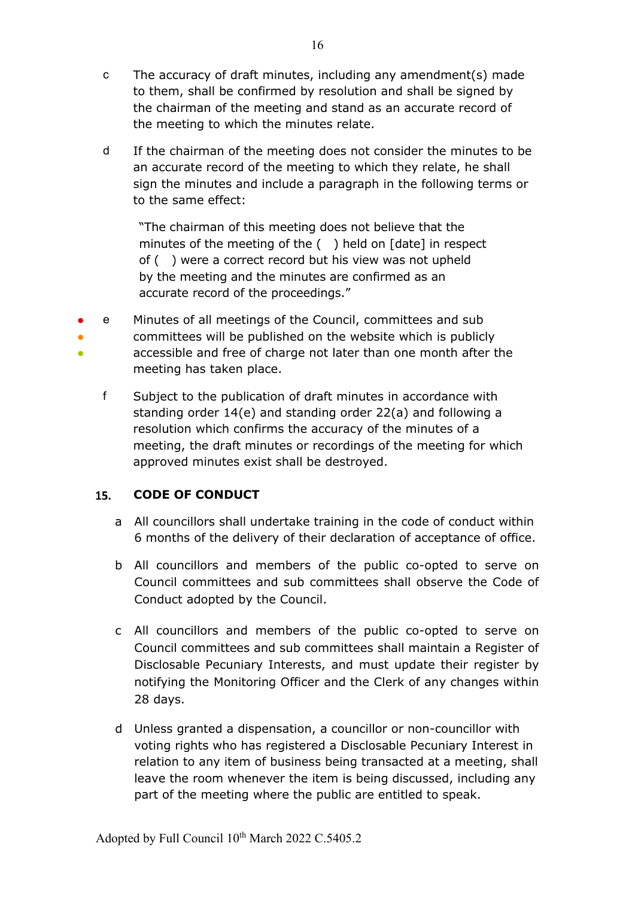c  The accuracy of draft minutes, including any amendment(s) made to them, shall be confirmed by resolution and shall be signed by the chairman of the meeting and stand as an accurate record of the meeting to which the minutes relate.

d  If the chairman of the meeting does not consider the minutes to be an accurate record of the meeting to which they relate, he shall sign the minutes and include a paragraph in the following terms or to the same effect:

> "The chairman of this meeting does not believe that the minutes of the meeting of the (   ) held on [date] in respect of (   ) were a correct record but his view was not upheld by the meeting and the minutes are confirmed as an accurate record of the proceedings."

e  Minutes of all meetings of the Council, committees and sub committees will be published on the website which is publicly accessible and free of charge not later than one month after the meeting has taken place.

f  Subject to the publication of draft minutes in accordance with standing order 14(e) and standing order 22(a) and following a resolution which confirms the accuracy of the minutes of a meeting, the draft minutes or recordings of the meeting for which approved minutes exist shall be destroyed.

## 15. CODE OF CONDUCT

a  All councillors shall undertake training in the code of conduct within 6 months of the delivery of their declaration of acceptance of office.

b  All councillors and members of the public co-opted to serve on Council committees and sub committees shall observe the Code of Conduct adopted by the Council.

c  All councillors and members of the public co-opted to serve on Council committees and sub committees shall maintain a Register of Disclosable Pecuniary Interests, and must update their register by notifying the Monitoring Officer and the Clerk of any changes within 28 days.

d  Unless granted a dispensation, a councillor or non-councillor with voting rights who has registered a Disclosable Pecuniary Interest in relation to any item of business being transacted at a meeting, shall leave the room whenever the item is being discussed, including any part of the meeting where the public are entitled to speak.

Adopted by Full Council 10th March 2022 C.5405.2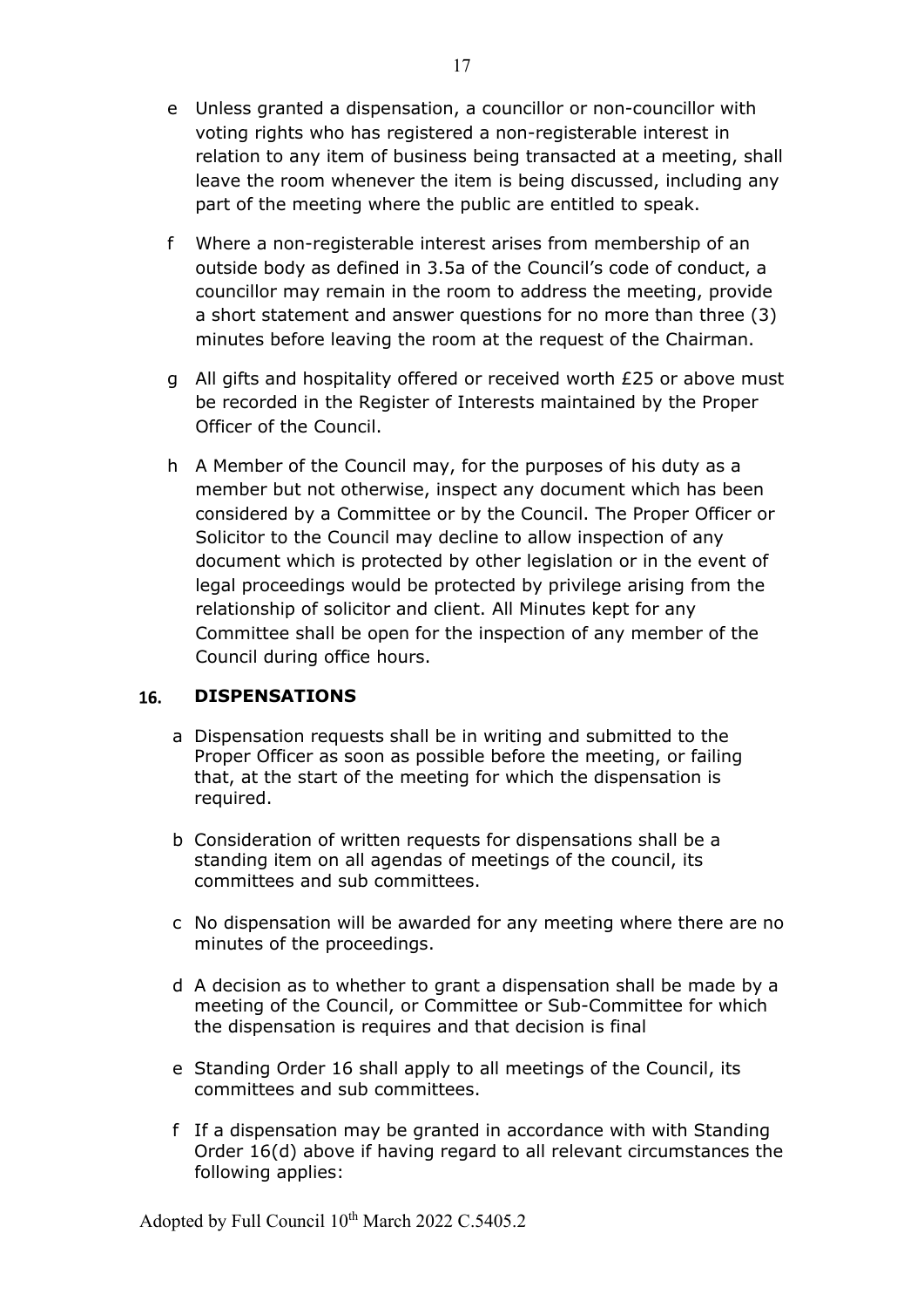e Unless granted a dispensation, a councillor or non-councillor with voting rights who has registered a non-registerable interest in relation to any item of business being transacted at a meeting, shall leave the room whenever the item is being discussed, including any part of the meeting where the public are entitled to speak.

f Where a non-registerable interest arises from membership of an outside body as defined in 3.5a of the Council's code of conduct, a councillor may remain in the room to address the meeting, provide a short statement and answer questions for no more than three (3) minutes before leaving the room at the request of the Chairman.

g All gifts and hospitality offered or received worth £25 or above must be recorded in the Register of Interests maintained by the Proper Officer of the Council.

h A Member of the Council may, for the purposes of his duty as a member but not otherwise, inspect any document which has been considered by a Committee or by the Council. The Proper Officer or Solicitor to the Council may decline to allow inspection of any document which is protected by other legislation or in the event of legal proceedings would be protected by privilege arising from the relationship of solicitor and client. All Minutes kept for any Committee shall be open for the inspection of any member of the Council during office hours.

## 16. DISPENSATIONS

a Dispensation requests shall be in writing and submitted to the Proper Officer as soon as possible before the meeting, or failing that, at the start of the meeting for which the dispensation is required.

b Consideration of written requests for dispensations shall be a standing item on all agendas of meetings of the council, its committees and sub committees.

c No dispensation will be awarded for any meeting where there are no minutes of the proceedings.

d A decision as to whether to grant a dispensation shall be made by a meeting of the Council, or Committee or Sub-Committee for which the dispensation is requires and that decision is final

e Standing Order 16 shall apply to all meetings of the Council, its committees and sub committees.

f If a dispensation may be granted in accordance with with Standing Order 16(d) above if having regard to all relevant circumstances the following applies:

Adopted by Full Council 10th March 2022 C.5405.2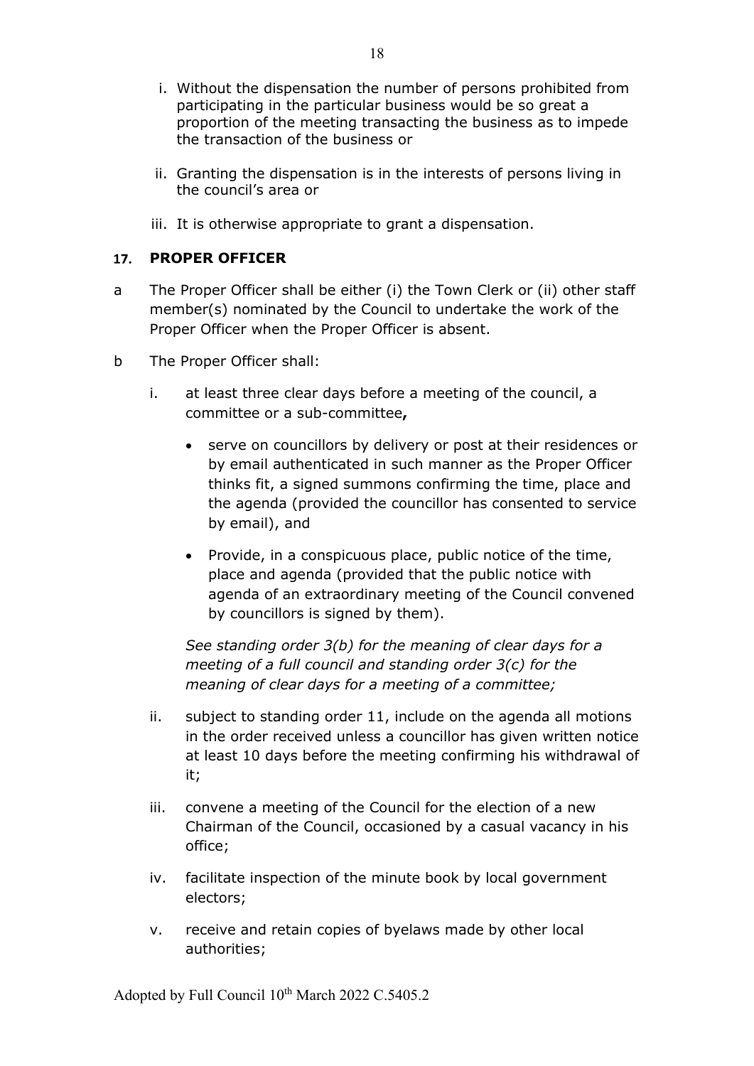i. Without the dispensation the number of persons prohibited from participating in the particular business would be so great a proportion of the meeting transacting the business as to impede the transaction of the business or

ii. Granting the dispensation is in the interests of persons living in the council's area or

iii. It is otherwise appropriate to grant a dispensation.

## 17. PROPER OFFICER

a The Proper Officer shall be either (i) the Town Clerk or (ii) other staff member(s) nominated by the Council to undertake the work of the Proper Officer when the Proper Officer is absent.

b The Proper Officer shall:

i. at least three clear days before a meeting of the council, a committee or a sub-committee**,**

- serve on councillors by delivery or post at their residences or by email authenticated in such manner as the Proper Officer thinks fit, a signed summons confirming the time, place and the agenda (provided the councillor has consented to service by email), and
- Provide, in a conspicuous place, public notice of the time, place and agenda (provided that the public notice with agenda of an extraordinary meeting of the Council convened by councillors is signed by them).

*See standing order 3(b) for the meaning of clear days for a meeting of a full council and standing order 3(c) for the meaning of clear days for a meeting of a committee;*

ii. subject to standing order 11, include on the agenda all motions in the order received unless a councillor has given written notice at least 10 days before the meeting confirming his withdrawal of it;

iii. convene a meeting of the Council for the election of a new Chairman of the Council, occasioned by a casual vacancy in his office;

iv. facilitate inspection of the minute book by local government electors;

v. receive and retain copies of byelaws made by other local authorities;

Adopted by Full Council 10th March 2022 C.5405.2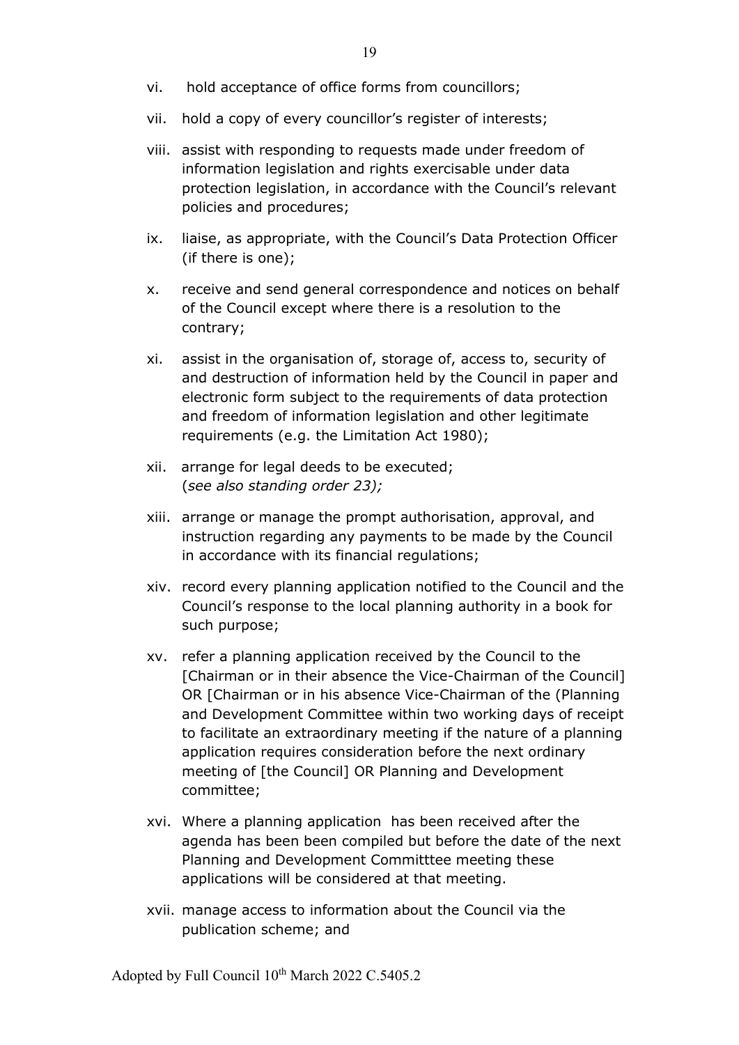vi. hold acceptance of office forms from councillors;

vii. hold a copy of every councillor's register of interests;

viii. assist with responding to requests made under freedom of information legislation and rights exercisable under data protection legislation, in accordance with the Council's relevant policies and procedures;

ix. liaise, as appropriate, with the Council's Data Protection Officer (if there is one);

x. receive and send general correspondence and notices on behalf of the Council except where there is a resolution to the contrary;

xi. assist in the organisation of, storage of, access to, security of and destruction of information held by the Council in paper and electronic form subject to the requirements of data protection and freedom of information legislation and other legitimate requirements (e.g. the Limitation Act 1980);

xii. arrange for legal deeds to be executed;
(*see also standing order 23);*

xiii. arrange or manage the prompt authorisation, approval, and instruction regarding any payments to be made by the Council in accordance with its financial regulations;

xiv. record every planning application notified to the Council and the Council's response to the local planning authority in a book for such purpose;

xv. refer a planning application received by the Council to the [Chairman or in their absence the Vice-Chairman of the Council] OR [Chairman or in his absence Vice-Chairman of the (Planning and Development Committee within two working days of receipt to facilitate an extraordinary meeting if the nature of a planning application requires consideration before the next ordinary meeting of [the Council] OR Planning and Development committee;

xvi. Where a planning application has been received after the agenda has been been compiled but before the date of the next Planning and Development Committtee meeting these applications will be considered at that meeting.

xvii. manage access to information about the Council via the publication scheme; and

Adopted by Full Council 10th March 2022 C.5405.2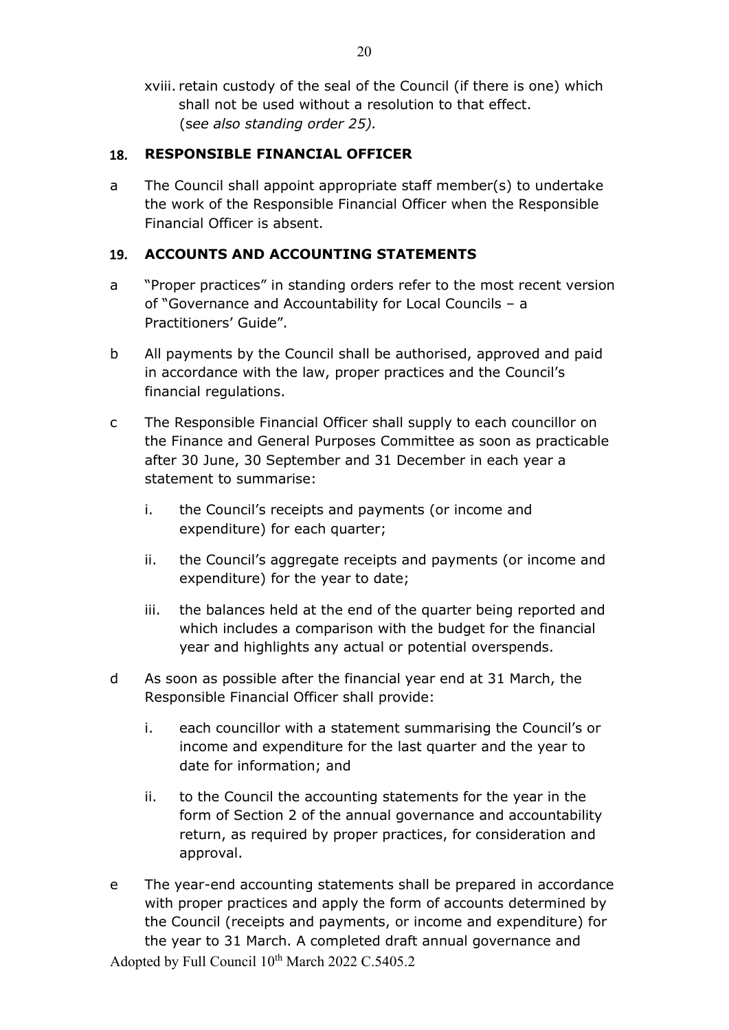xviii. retain custody of the seal of the Council (if there is one) which shall not be used without a resolution to that effect. (*see also standing order 25).*

## 18. RESPONSIBLE FINANCIAL OFFICER

a The Council shall appoint appropriate staff member(s) to undertake the work of the Responsible Financial Officer when the Responsible Financial Officer is absent.

## 19. ACCOUNTS AND ACCOUNTING STATEMENTS

a "Proper practices" in standing orders refer to the most recent version of "Governance and Accountability for Local Councils – a Practitioners' Guide".

b All payments by the Council shall be authorised, approved and paid in accordance with the law, proper practices and the Council's financial regulations.

c The Responsible Financial Officer shall supply to each councillor on the Finance and General Purposes Committee as soon as practicable after 30 June, 30 September and 31 December in each year a statement to summarise:

   i. the Council's receipts and payments (or income and expenditure) for each quarter;

   ii. the Council's aggregate receipts and payments (or income and expenditure) for the year to date;

   iii. the balances held at the end of the quarter being reported and which includes a comparison with the budget for the financial year and highlights any actual or potential overspends.

d As soon as possible after the financial year end at 31 March, the Responsible Financial Officer shall provide:

   i. each councillor with a statement summarising the Council's or income and expenditure for the last quarter and the year to date for information; and

   ii. to the Council the accounting statements for the year in the form of Section 2 of the annual governance and accountability return, as required by proper practices, for consideration and approval.

e The year-end accounting statements shall be prepared in accordance with proper practices and apply the form of accounts determined by the Council (receipts and payments, or income and expenditure) for the year to 31 March. A completed draft annual governance and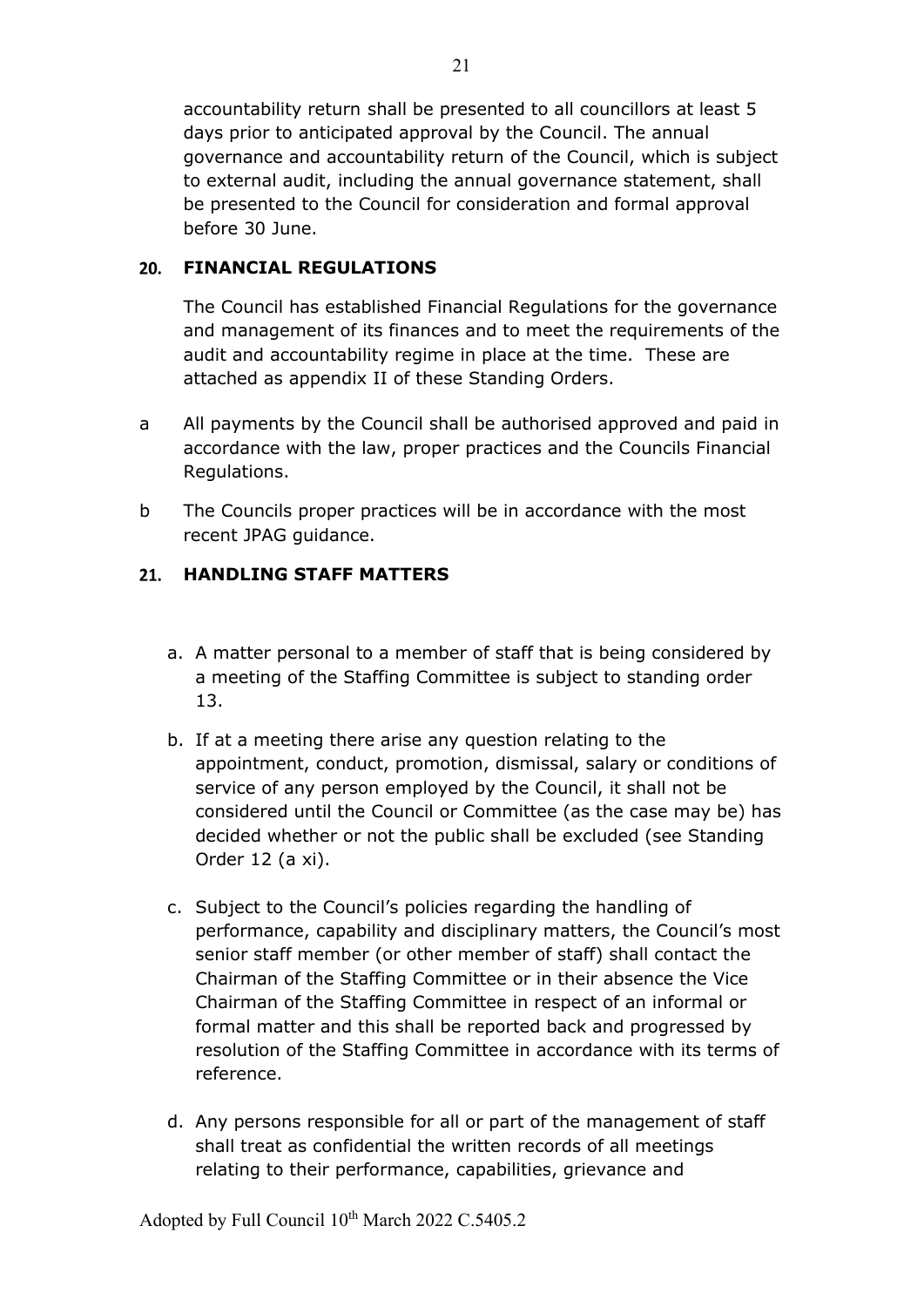accountability return shall be presented to all councillors at least 5 days prior to anticipated approval by the Council. The annual governance and accountability return of the Council, which is subject to external audit, including the annual governance statement, shall be presented to the Council for consideration and formal approval before 30 June.

## 20. FINANCIAL REGULATIONS

The Council has established Financial Regulations for the governance and management of its finances and to meet the requirements of the audit and accountability regime in place at the time. These are attached as appendix II of these Standing Orders.

a All payments by the Council shall be authorised approved and paid in accordance with the law, proper practices and the Councils Financial Regulations.

b The Councils proper practices will be in accordance with the most recent JPAG guidance.

## 21. HANDLING STAFF MATTERS

a. A matter personal to a member of staff that is being considered by a meeting of the Staffing Committee is subject to standing order 13.

b. If at a meeting there arise any question relating to the appointment, conduct, promotion, dismissal, salary or conditions of service of any person employed by the Council, it shall not be considered until the Council or Committee (as the case may be) has decided whether or not the public shall be excluded (see Standing Order 12 (a xi).

c. Subject to the Council's policies regarding the handling of performance, capability and disciplinary matters, the Council's most senior staff member (or other member of staff) shall contact the Chairman of the Staffing Committee or in their absence the Vice Chairman of the Staffing Committee in respect of an informal or formal matter and this shall be reported back and progressed by resolution of the Staffing Committee in accordance with its terms of reference.

d. Any persons responsible for all or part of the management of staff shall treat as confidential the written records of all meetings relating to their performance, capabilities, grievance and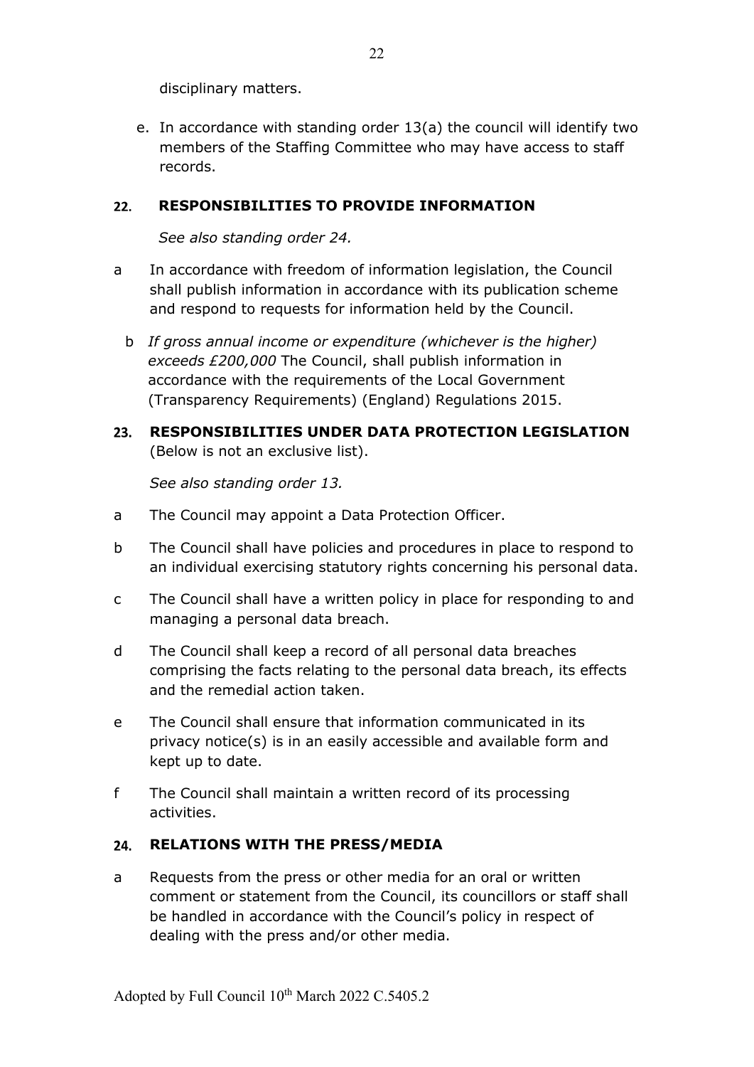disciplinary matters.

e. In accordance with standing order 13(a) the council will identify two members of the Staffing Committee who may have access to staff records.

## 22. RESPONSIBILITIES TO PROVIDE INFORMATION

*See also standing order 24.*

a In accordance with freedom of information legislation, the Council shall publish information in accordance with its publication scheme and respond to requests for information held by the Council.

b *If gross annual income or expenditure (whichever is the higher) exceeds £200,000* The Council, shall publish information in accordance with the requirements of the Local Government (Transparency Requirements) (England) Regulations 2015.

## 23. RESPONSIBILITIES UNDER DATA PROTECTION LEGISLATION

(Below is not an exclusive list).

*See also standing order 13.*

a The Council may appoint a Data Protection Officer.

b The Council shall have policies and procedures in place to respond to an individual exercising statutory rights concerning his personal data.

c The Council shall have a written policy in place for responding to and managing a personal data breach.

d The Council shall keep a record of all personal data breaches comprising the facts relating to the personal data breach, its effects and the remedial action taken.

e The Council shall ensure that information communicated in its privacy notice(s) is in an easily accessible and available form and kept up to date.

f The Council shall maintain a written record of its processing activities.

## 24. RELATIONS WITH THE PRESS/MEDIA

a Requests from the press or other media for an oral or written comment or statement from the Council, its councillors or staff shall be handled in accordance with the Council's policy in respect of dealing with the press and/or other media.

Adopted by Full Council 10th March 2022 C.5405.2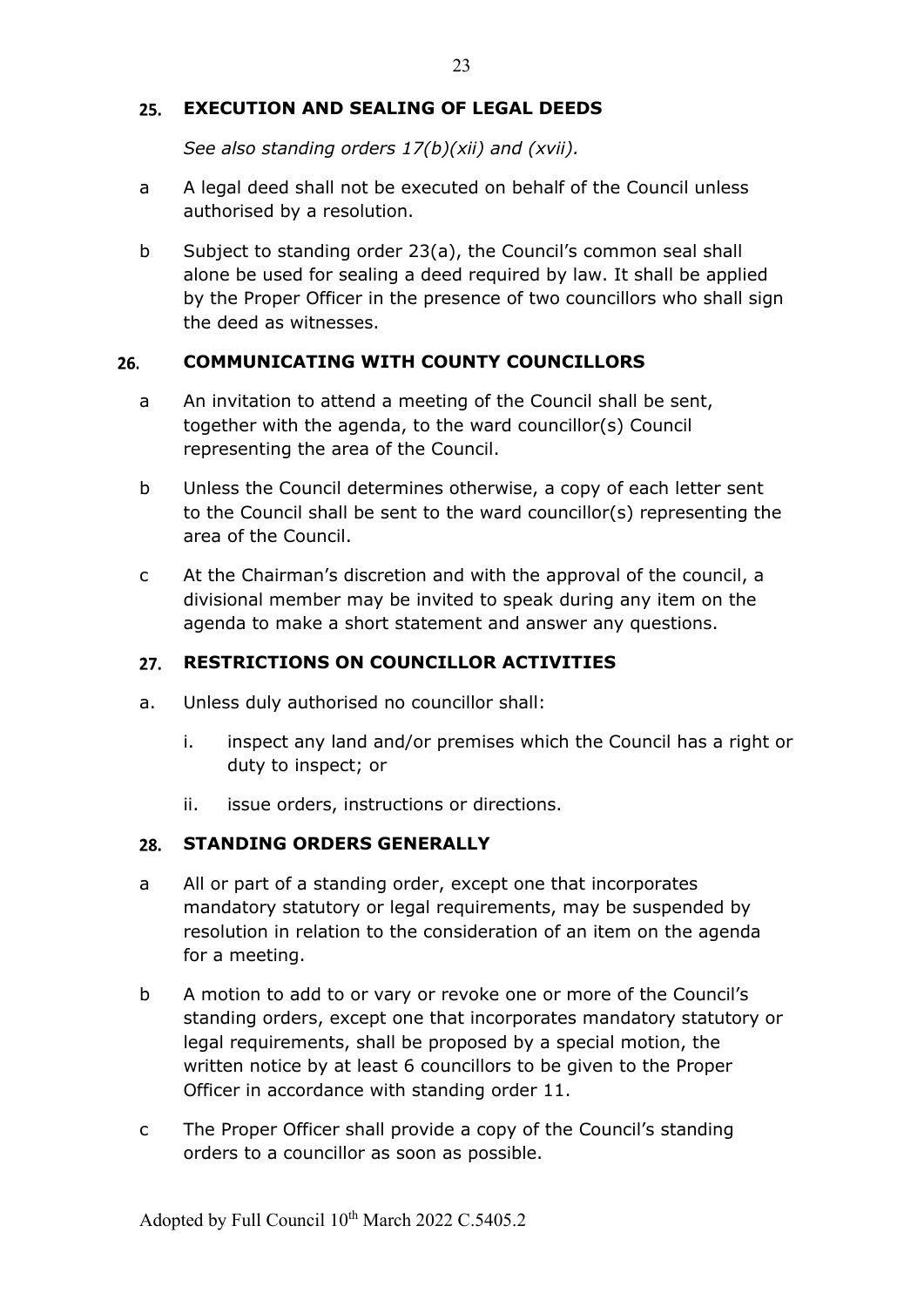## 25. EXECUTION AND SEALING OF LEGAL DEEDS

*See also standing orders 17(b)(xii) and (xvii).*

a A legal deed shall not be executed on behalf of the Council unless authorised by a resolution.

b Subject to standing order 23(a), the Council's common seal shall alone be used for sealing a deed required by law. It shall be applied by the Proper Officer in the presence of two councillors who shall sign the deed as witnesses.

## 26. COMMUNICATING WITH COUNTY COUNCILLORS

a An invitation to attend a meeting of the Council shall be sent, together with the agenda, to the ward councillor(s) Council representing the area of the Council.

b Unless the Council determines otherwise, a copy of each letter sent to the Council shall be sent to the ward councillor(s) representing the area of the Council.

c At the Chairman's discretion and with the approval of the council, a divisional member may be invited to speak during any item on the agenda to make a short statement and answer any questions.

## 27. RESTRICTIONS ON COUNCILLOR ACTIVITIES

a. Unless duly authorised no councillor shall:

   i. inspect any land and/or premises which the Council has a right or duty to inspect; or

   ii. issue orders, instructions or directions.

## 28. STANDING ORDERS GENERALLY

a All or part of a standing order, except one that incorporates mandatory statutory or legal requirements, may be suspended by resolution in relation to the consideration of an item on the agenda for a meeting.

b A motion to add to or vary or revoke one or more of the Council's standing orders, except one that incorporates mandatory statutory or legal requirements, shall be proposed by a special motion, the written notice by at least 6 councillors to be given to the Proper Officer in accordance with standing order 11.

c The Proper Officer shall provide a copy of the Council's standing orders to a councillor as soon as possible.

Adopted by Full Council 10th March 2022 C.5405.2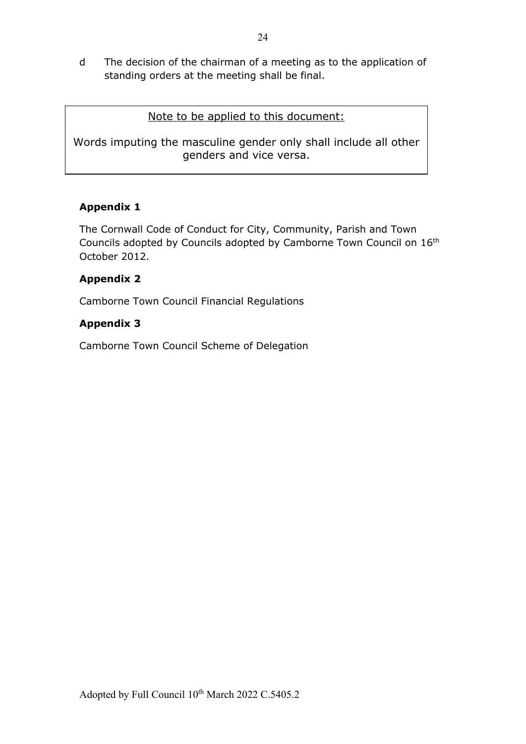d The decision of the chairman of a meeting as to the application of standing orders at the meeting shall be final.

Note to be applied to this document:

Words imputing the masculine gender only shall include all other genders and vice versa.

**Appendix 1**

The Cornwall Code of Conduct for City, Community, Parish and Town Councils adopted by Councils adopted by Camborne Town Council on 16th October 2012.

**Appendix 2**

Camborne Town Council Financial Regulations

**Appendix 3**

Camborne Town Council Scheme of Delegation